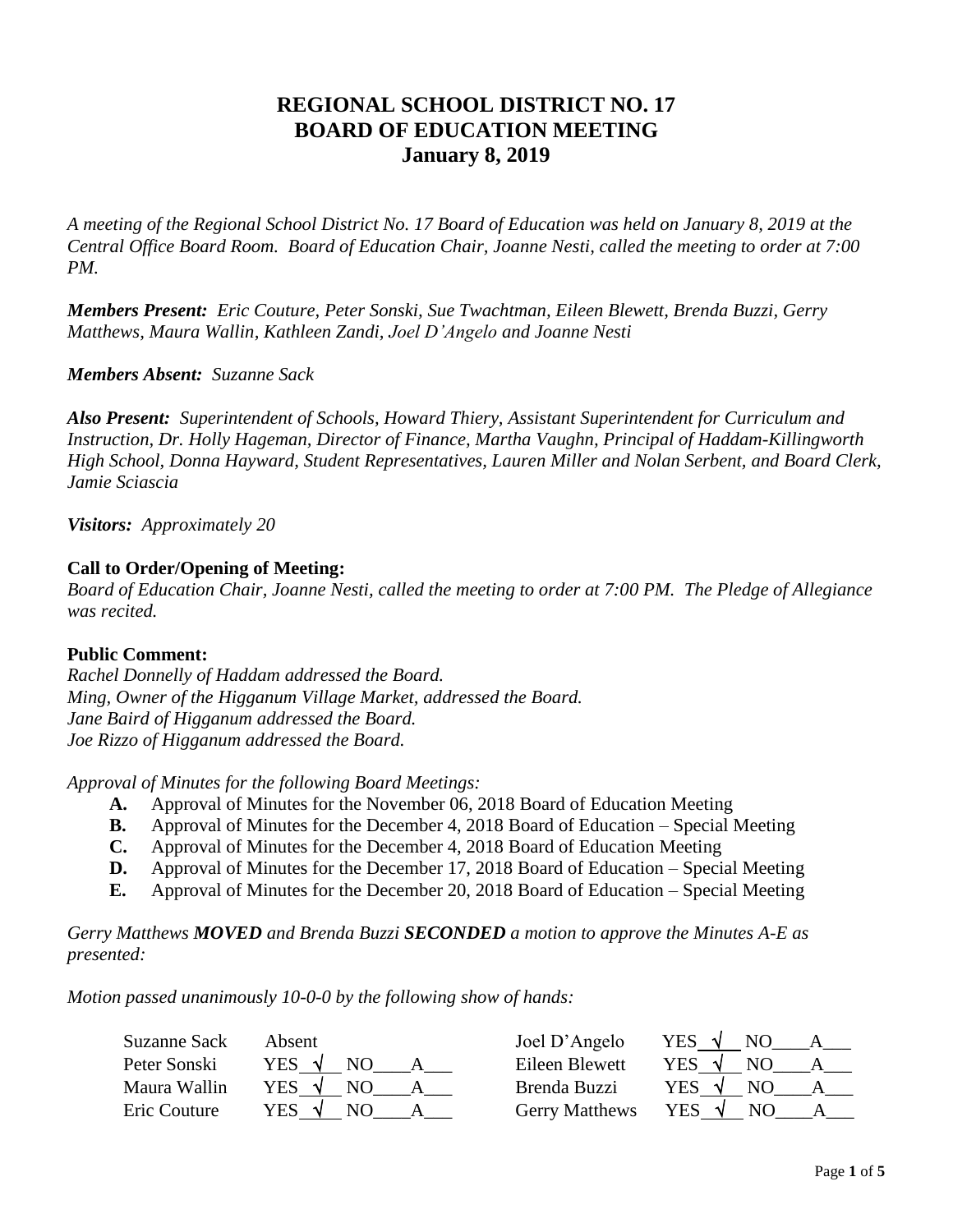# REGIONAL SCHOOL DISTRICT NO. 17
# BOARD OF EDUCATION MEETING
# January 8, 2019

*A meeting of the Regional School District No. 17 Board of Education was held on January 8, 2019 at the Central Office Board Room. Board of Education Chair, Joanne Nesti, called the meeting to order at 7:00 PM.*

***Members Present:** Eric Couture, Peter Sonski, Sue Twachtman, Eileen Blewett, Brenda Buzzi, Gerry Matthews, Maura Wallin, Kathleen Zandi, Joel D'Angelo and Joanne Nesti*

***Members Absent:** Suzanne Sack*

***Also Present:** Superintendent of Schools, Howard Thiery, Assistant Superintendent for Curriculum and Instruction, Dr. Holly Hageman, Director of Finance, Martha Vaughn, Principal of Haddam-Killingworth High School, Donna Hayward, Student Representatives, Lauren Miller and Nolan Serbent, and Board Clerk, Jamie Sciascia*

***Visitors:** Approximately 20*

**Call to Order/Opening of Meeting:**

*Board of Education Chair, Joanne Nesti, called the meeting to order at 7:00 PM. The Pledge of Allegiance was recited.*

**Public Comment:**

*Rachel Donnelly of Haddam addressed the Board.*
*Ming, Owner of the Higganum Village Market, addressed the Board.*
*Jane Baird of Higganum addressed the Board.*
*Joe Rizzo of Higganum addressed the Board.*

*Approval of Minutes for the following Board Meetings:*

- **A.** Approval of Minutes for the November 06, 2018 Board of Education Meeting
- **B.** Approval of Minutes for the December 4, 2018 Board of Education – Special Meeting
- **C.** Approval of Minutes for the December 4, 2018 Board of Education Meeting
- **D.** Approval of Minutes for the December 17, 2018 Board of Education – Special Meeting
- **E.** Approval of Minutes for the December 20, 2018 Board of Education – Special Meeting

*Gerry Matthews **MOVED** and Brenda Buzzi **SECONDED** a motion to approve the Minutes A-E as presented:*

*Motion passed unanimously 10-0-0 by the following show of hands:*

| | | | |
|---|---|---|---|
| Suzanne Sack | Absent | Joel D'Angelo | YES √ NO\_\_\_\_A\_\_\_ |
| Peter Sonski | YES √ NO\_\_\_\_A\_\_\_ | Eileen Blewett | YES √ NO\_\_\_\_A\_\_\_ |
| Maura Wallin | YES √ NO\_\_\_\_A\_\_\_ | Brenda Buzzi | YES √ NO\_\_\_\_A\_\_\_ |
| Eric Couture | YES √ NO\_\_\_\_A\_\_\_ | Gerry Matthews | YES √ NO\_\_\_\_A\_\_\_ |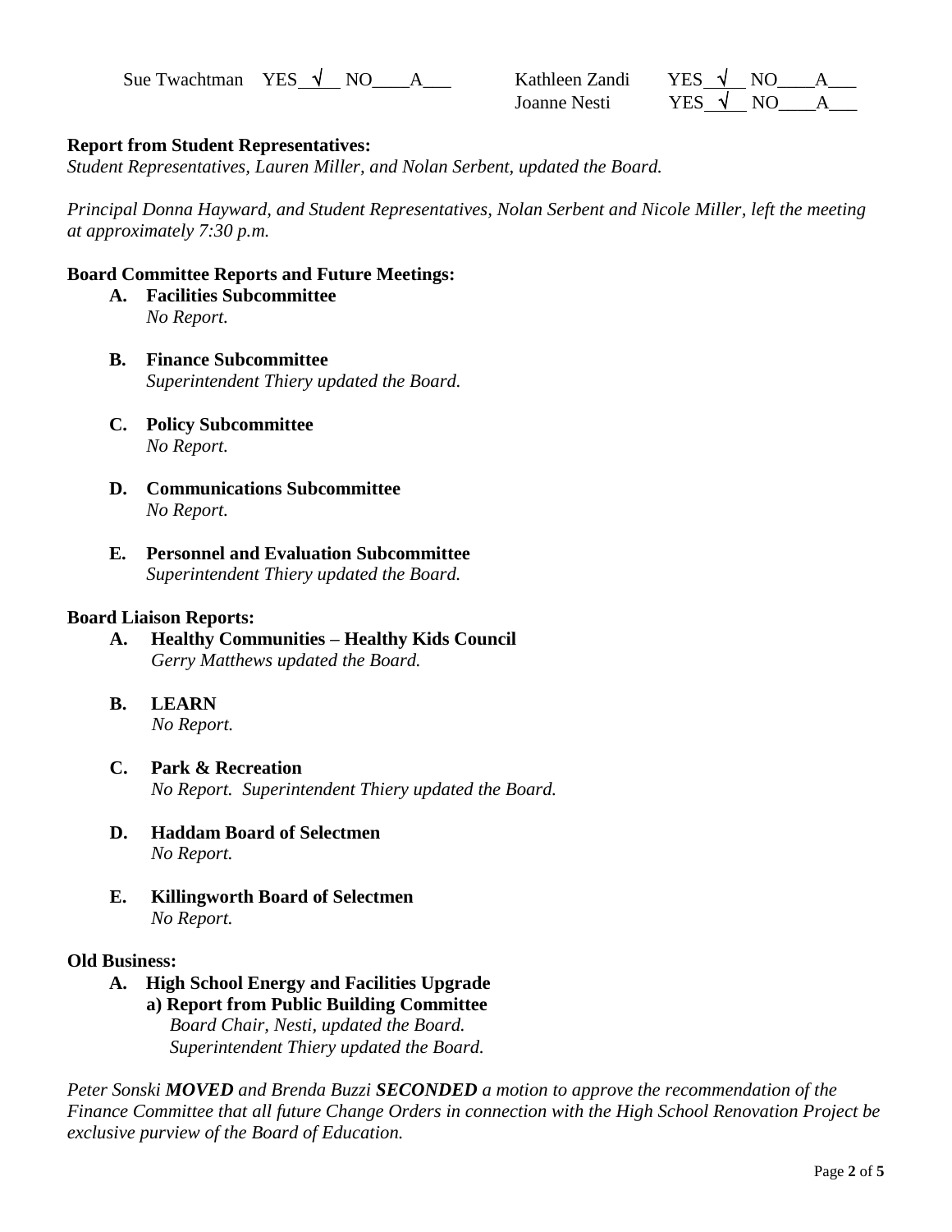| | | | |
|---|---|---|---|
| Sue Twachtman | YES_√__ NO____A___ | Kathleen Zandi | YES_√__ NO____A___ |
| | | Joanne Nesti | YES_√__ NO____A___ |

**Report from Student Representatives:**

*Student Representatives, Lauren Miller, and Nolan Serbent, updated the Board.*

*Principal Donna Hayward, and Student Representatives, Nolan Serbent and Nicole Miller, left the meeting at approximately 7:30 p.m.*

**Board Committee Reports and Future Meetings:**

**A. Facilities Subcommittee**
*No Report.*

**B. Finance Subcommittee**
*Superintendent Thiery updated the Board.*

**C. Policy Subcommittee**
*No Report.*

**D. Communications Subcommittee**
*No Report.*

**E. Personnel and Evaluation Subcommittee**
*Superintendent Thiery updated the Board.*

**Board Liaison Reports:**

**A. Healthy Communities – Healthy Kids Council**
*Gerry Matthews updated the Board.*

**B. LEARN**
*No Report.*

**C. Park & Recreation**
*No Report. Superintendent Thiery updated the Board.*

**D. Haddam Board of Selectmen**
*No Report.*

**E. Killingworth Board of Selectmen**
*No Report.*

**Old Business:**

**A. High School Energy and Facilities Upgrade**

**a) Report from Public Building Committee**
*Board Chair, Nesti, updated the Board.*
*Superintendent Thiery updated the Board.*

*Peter Sonski **MOVED** and Brenda Buzzi **SECONDED** a motion to approve the recommendation of the Finance Committee that all future Change Orders in connection with the High School Renovation Project be exclusive purview of the Board of Education.*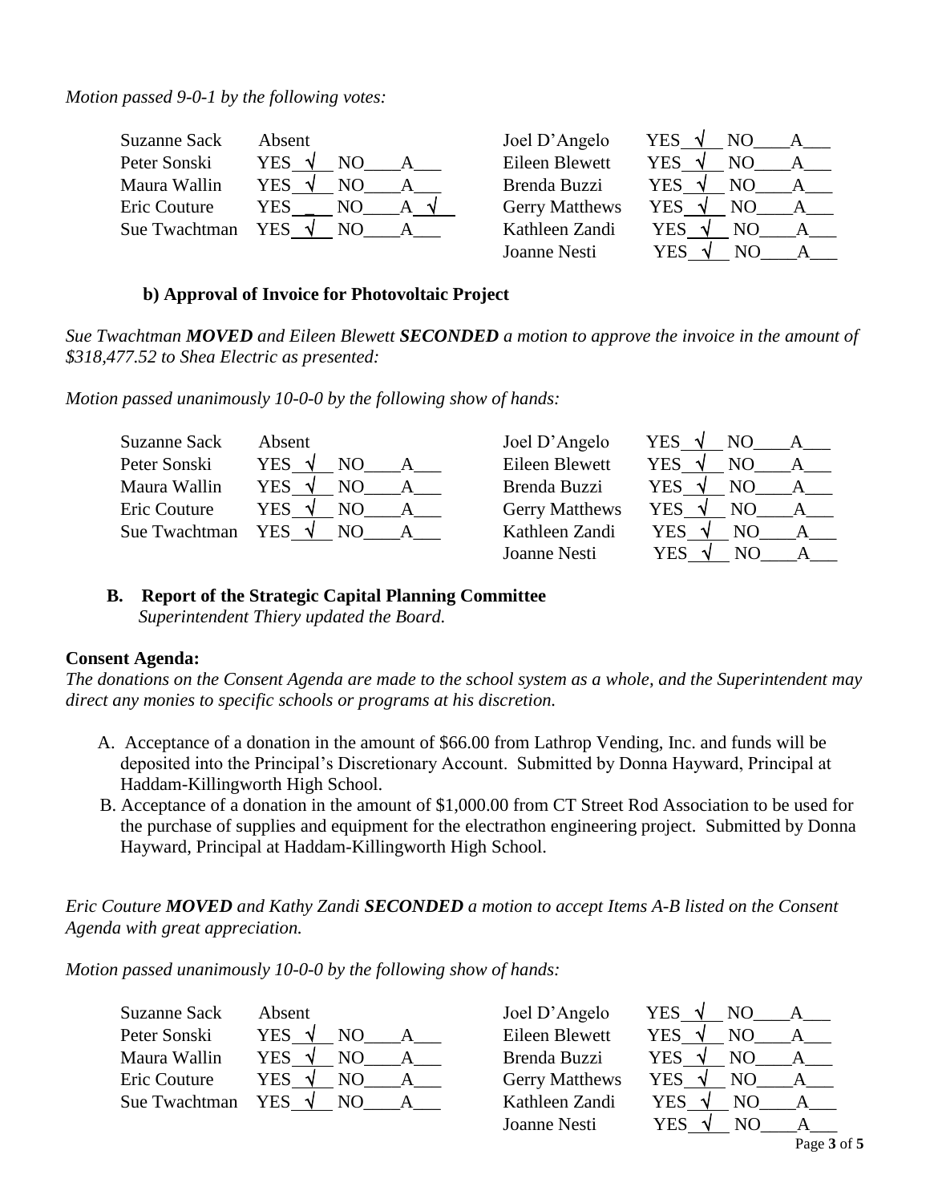*Motion passed 9-0-1 by the following votes:*

| | | | |
|---|---|---|---|
| Suzanne Sack | Absent | Joel D'Angelo | YES √ NO___ A___ |
| Peter Sonski | YES √ NO___ A___ | Eileen Blewett | YES √ NO___ A___ |
| Maura Wallin | YES √ NO___ A___ | Brenda Buzzi | YES √ NO___ A___ |
| Eric Couture | YES ___ NO___ A √ | Gerry Matthews | YES √ NO___ A___ |
| Sue Twachtman | YES √ NO___ A___ | Kathleen Zandi | YES √ NO___ A___ |
| | | Joanne Nesti | YES √ NO___ A___ |

**b) Approval of Invoice for Photovoltaic Project**

*Sue Twachtman **MOVED** and Eileen Blewett **SECONDED** a motion to approve the invoice in the amount of $318,477.52 to Shea Electric as presented:*

*Motion passed unanimously 10-0-0 by the following show of hands:*

| | | | |
|---|---|---|---|
| Suzanne Sack | Absent | Joel D'Angelo | YES √ NO___ A___ |
| Peter Sonski | YES √ NO___ A___ | Eileen Blewett | YES √ NO___ A___ |
| Maura Wallin | YES √ NO___ A___ | Brenda Buzzi | YES √ NO___ A___ |
| Eric Couture | YES √ NO___ A___ | Gerry Matthews | YES √ NO___ A___ |
| Sue Twachtman | YES √ NO___ A___ | Kathleen Zandi | YES √ NO___ A___ |
| | | Joanne Nesti | YES √ NO___ A___ |

**B. Report of the Strategic Capital Planning Committee**
*Superintendent Thiery updated the Board.*

**Consent Agenda:**
*The donations on the Consent Agenda are made to the school system as a whole, and the Superintendent may direct any monies to specific schools or programs at his discretion.*

A. Acceptance of a donation in the amount of $66.00 from Lathrop Vending, Inc. and funds will be deposited into the Principal's Discretionary Account. Submitted by Donna Hayward, Principal at Haddam-Killingworth High School.

B. Acceptance of a donation in the amount of $1,000.00 from CT Street Rod Association to be used for the purchase of supplies and equipment for the electrathon engineering project. Submitted by Donna Hayward, Principal at Haddam-Killingworth High School.

*Eric Couture **MOVED** and Kathy Zandi **SECONDED** a motion to accept Items A-B listed on the Consent Agenda with great appreciation.*

*Motion passed unanimously 10-0-0 by the following show of hands:*

| | | | |
|---|---|---|---|
| Suzanne Sack | Absent | Joel D'Angelo | YES √ NO___ A___ |
| Peter Sonski | YES √ NO___ A___ | Eileen Blewett | YES √ NO___ A___ |
| Maura Wallin | YES √ NO___ A___ | Brenda Buzzi | YES √ NO___ A___ |
| Eric Couture | YES √ NO___ A___ | Gerry Matthews | YES √ NO___ A___ |
| Sue Twachtman | YES √ NO___ A___ | Kathleen Zandi | YES √ NO___ A___ |
| | | Joanne Nesti | YES √ NO___ A___ |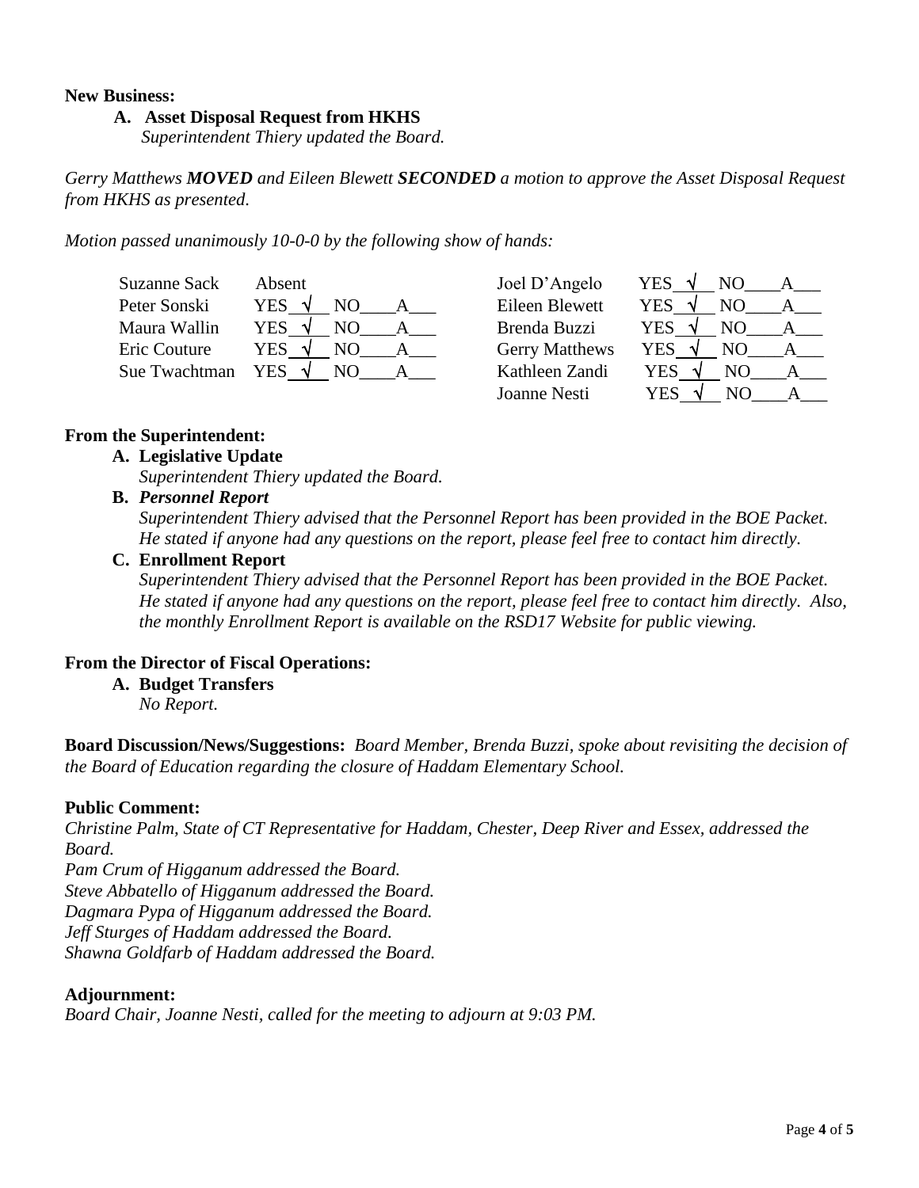**New Business:**

**A. Asset Disposal Request from HKHS**

*Superintendent Thiery updated the Board.*

*Gerry Matthews **MOVED** and Eileen Blewett **SECONDED** a motion to approve the Asset Disposal Request from HKHS as presented.*

*Motion passed unanimously 10-0-0 by the following show of hands:*

| Member | Vote | Member | Vote |
|---|---|---|---|
| Suzanne Sack | Absent | Joel D'Angelo | YES √ NO\_\_\_\_A\_\_\_ |
| Peter Sonski | YES √ NO\_\_\_\_A\_\_\_ | Eileen Blewett | YES √ NO\_\_\_\_A\_\_\_ |
| Maura Wallin | YES √ NO\_\_\_\_A\_\_\_ | Brenda Buzzi | YES √ NO\_\_\_\_A\_\_\_ |
| Eric Couture | YES √ NO\_\_\_\_A\_\_\_ | Gerry Matthews | YES √ NO\_\_\_\_A\_\_\_ |
| Sue Twachtman | YES √ NO\_\_\_\_A\_\_\_ | Kathleen Zandi | YES √ NO\_\_\_\_A\_\_\_ |
| | | Joanne Nesti | YES √ NO\_\_\_\_A\_\_\_ |

**From the Superintendent:**

**A. Legislative Update**

*Superintendent Thiery updated the Board.*

**B. *Personnel Report***

*Superintendent Thiery advised that the Personnel Report has been provided in the BOE Packet. He stated if anyone had any questions on the report, please feel free to contact him directly.*

**C. Enrollment Report**

*Superintendent Thiery advised that the Personnel Report has been provided in the BOE Packet. He stated if anyone had any questions on the report, please feel free to contact him directly. Also, the monthly Enrollment Report is available on the RSD17 Website for public viewing.*

**From the Director of Fiscal Operations:**

**A. Budget Transfers**

*No Report.*

**Board Discussion/News/Suggestions:** *Board Member, Brenda Buzzi, spoke about revisiting the decision of the Board of Education regarding the closure of Haddam Elementary School.*

**Public Comment:**

*Christine Palm, State of CT Representative for Haddam, Chester, Deep River and Essex, addressed the Board.*
*Pam Crum of Higganum addressed the Board.*
*Steve Abbatello of Higganum addressed the Board.*
*Dagmara Pypa of Higganum addressed the Board.*
*Jeff Sturges of Haddam addressed the Board.*
*Shawna Goldfarb of Haddam addressed the Board.*

**Adjournment:**

*Board Chair, Joanne Nesti, called for the meeting to adjourn at 9:03 PM.*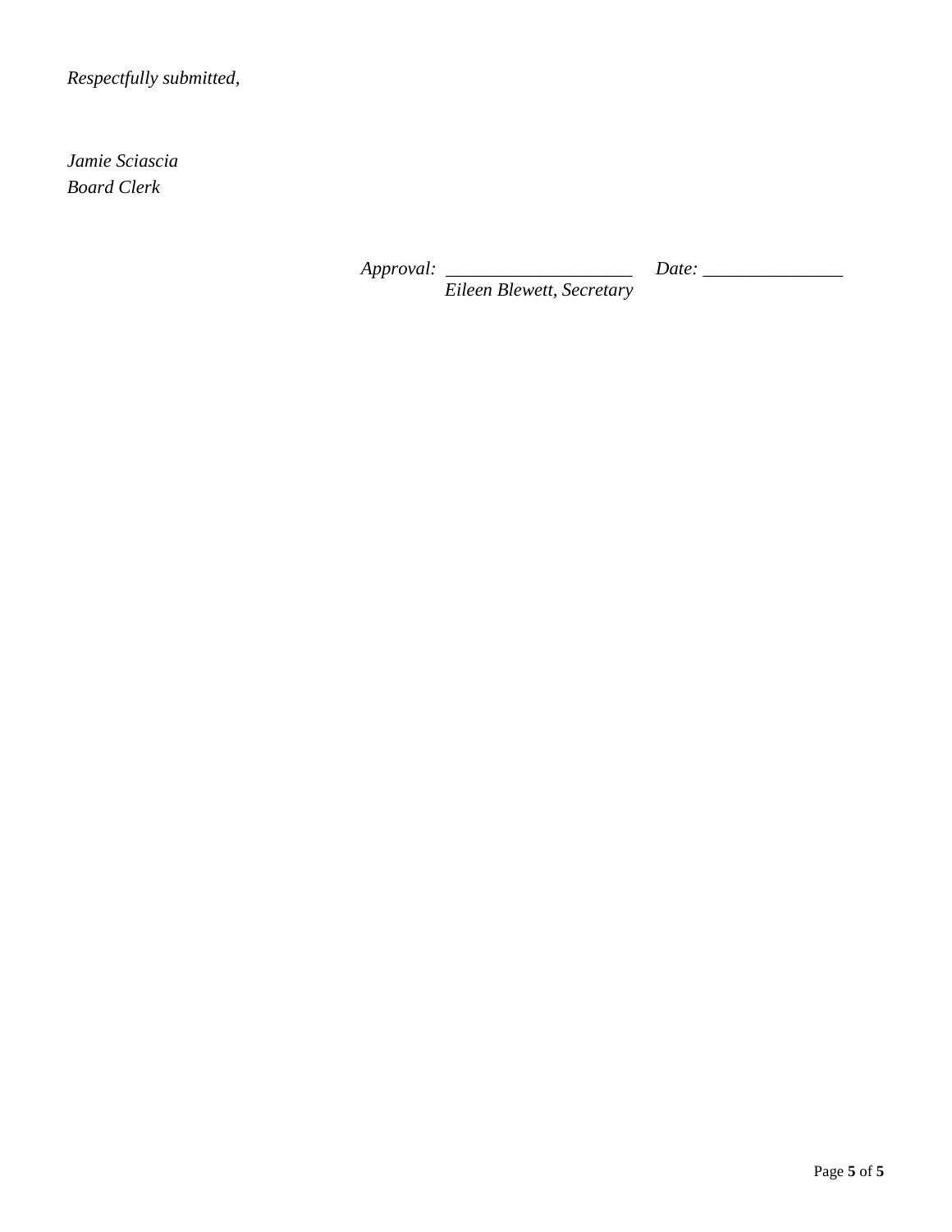*Respectfully submitted,*

*Jamie Sciascia*
*Board Clerk*

*Approval:* ____________________ *Date:* _______________
*Eileen Blewett, Secretary*